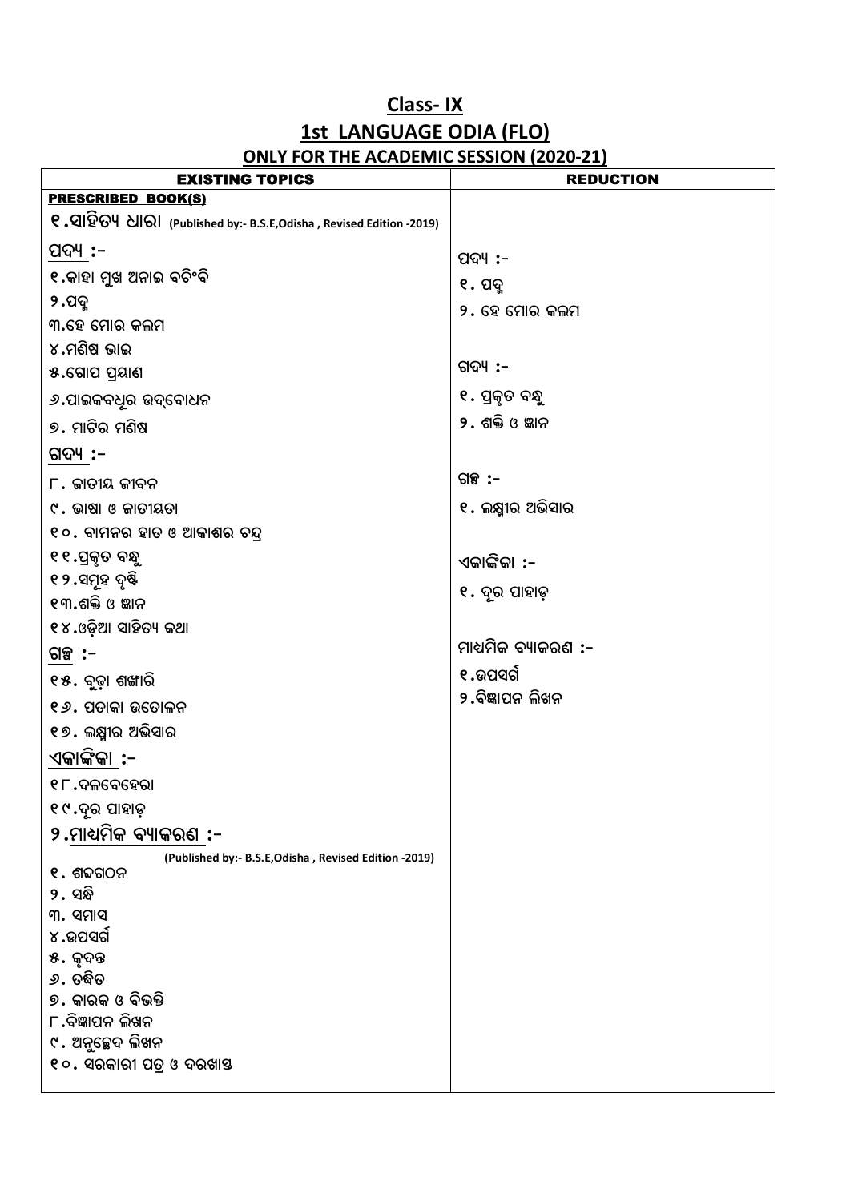# Class- IX

## 1st LANGUAGE ODIA (FLO)

### ONLY FOR THE ACADEMIC SESSION (2020-21)

| EXISTING TOPICS | REDUCTION |
|---|---|
| **PRESCRIBED BOOK(S)** | |
| **୧.ସାହିତ୍ୟ ଧାରା** (Published by:- B.S.E,Odisha , Revised Edition -2019) | |
| ପଦ୍ୟ :- | ପଦ୍ୟ :- |
| ୧.କାହା ମୁଖ ଅନାଇ ବଚିଂବି | ୧. ପଦ୍ମ |
| ୨.ପଦ୍ମ | ୨. ହେ ମୋର କଲମ |
| ୩.ହେ ମୋର କଲମ | |
| ୪.ମଣିଷ ଭାଇ | |
| ୫.ଗୋପ ପ୍ରୟାଣ | ଗଦ୍ୟ :- |
| ୬.ପାଇକବଧୂର ଉଦ୍‌ବୋଧନ | ୧. ପ୍ରକୃତ ବନ୍ଧୁ |
| ୭. ମାଟିର ମଣିଷ | ୨. ଶକ୍ତି ଓ ଜ୍ଞାନ |
| ଗଦ୍ୟ :- | |
| ୮. ଜାତୀୟ ଜୀବନ | ଗଳ୍ପ :- |
| ୯. ଭାଷା ଓ ଜାତୀୟତା | ୧. ଲକ୍ଷ୍ମୀର ଅଭିସାର |
| ୧୦. ବାମନର ହାତ ଓ ଆକାଶର ଚନ୍ଦ୍ର | |
| ୧୧.ପ୍ରକୃତ ବନ୍ଧୁ | ଏକାଙ୍କିକା :- |
| ୧୨.ସମୂହ ଦୃଷ୍ଟି | ୧. ଦୂର ପାହାଡ଼ |
| ୧୩.ଶକ୍ତି ଓ ଜ୍ଞାନ | |
| ୧୪.ଓଡ଼ିଆ ସାହିତ୍ୟ କଥା | |
| ଗଳ୍ପ :- | ମାଧ୍ୟମିକ ବ୍ୟାକରଣ :- |
| ୧୫. ବୁଢ଼ା ଶଙ୍ଖାରି | ୧.ଉପସର୍ଗ |
| ୧୬. ପତାକା ଉତୋଳନ | ୨.ବିଜ୍ଞାପନ ଲିଖନ |
| ୧୭. ଲକ୍ଷ୍ମୀର ଅଭିସାର | |
| ଏକାଙ୍କିକା :- | |
| ୧୮.ଦଳବେହେରା | |
| ୧୯.ଦୂର ପାହାଡ଼ | |
| **୨.ମାଧ୍ୟମିକ ବ୍ୟାକରଣ :-** (Published by:- B.S.E,Odisha , Revised Edition -2019) | |
| ୧. ଶବ୍ଦଗଠନ | |
| ୨. ସନ୍ଧି | |
| ୩. ସମାସ | |
| ୪.ଉପସର୍ଗ | |
| ୫. କୃଦନ୍ତ | |
| ୬. ତଦ୍ଧିତ | |
| ୭. କାରକ ଓ ବିଭକ୍ତି | |
| ୮.ବିଜ୍ଞାପନ ଲିଖନ | |
| ୯. ଅନୁଚ୍ଛେଦ ଲିଖନ | |
| ୧୦. ସରକାରୀ ପତ୍ର ଓ ଦରଖାସ୍ତ | |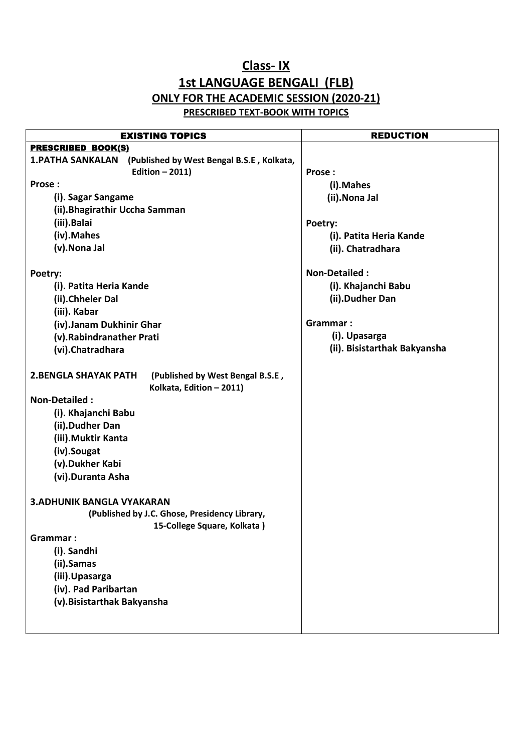# Class- IX

## 1st LANGUAGE BENGALI (FLB)

### ONLY FOR THE ACADEMIC SESSION (2020-21)

#### PRESCRIBED TEXT-BOOK WITH TOPICS

| EXISTING TOPICS | REDUCTION |
|---|---|
| **PRESCRIBED BOOK(S)** | |
| **1.PATHA SANKALAN** (Published by West Bengal B.S.E , Kolkata, Edition – 2011) | |
| **Prose :** (i). Sagar Sangame (ii).Bhagirathir Uccha Samman (iii).Balai (iv).Mahes (v).Nona Jal | **Prose :** (i).Mahes (ii).Nona Jal |
| **Poetry:** (i). Patita Heria Kande (ii).Chheler Dal (iii). Kabar (iv).Janam Dukhinir Ghar (v).Rabindranather Prati (vi).Chatradhara | **Poetry:** (i). Patita Heria Kande (ii). Chatradhara |
| **2.BENGLA SHAYAK PATH** (Published by West Bengal B.S.E , Kolkata, Edition – 2011) | |
| **Non-Detailed :** (i). Khajanchi Babu (ii).Dudher Dan (iii).Muktir Kanta (iv).Sougat (v).Dukher Kabi (vi).Duranta Asha | **Non-Detailed :** (i). Khajanchi Babu (ii).Dudher Dan |
| **3.ADHUNIK BANGLA VYAKARAN** (Published by J.C. Ghose, Presidency Library, 15-College Square, Kolkata ) | |
| **Grammar :** (i). Sandhi (ii).Samas (iii).Upasarga (iv). Pad Paribartan (v).Bisistarthak Bakyansha | **Grammar :** (i). Upasarga (ii). Bisistarthak Bakyansha |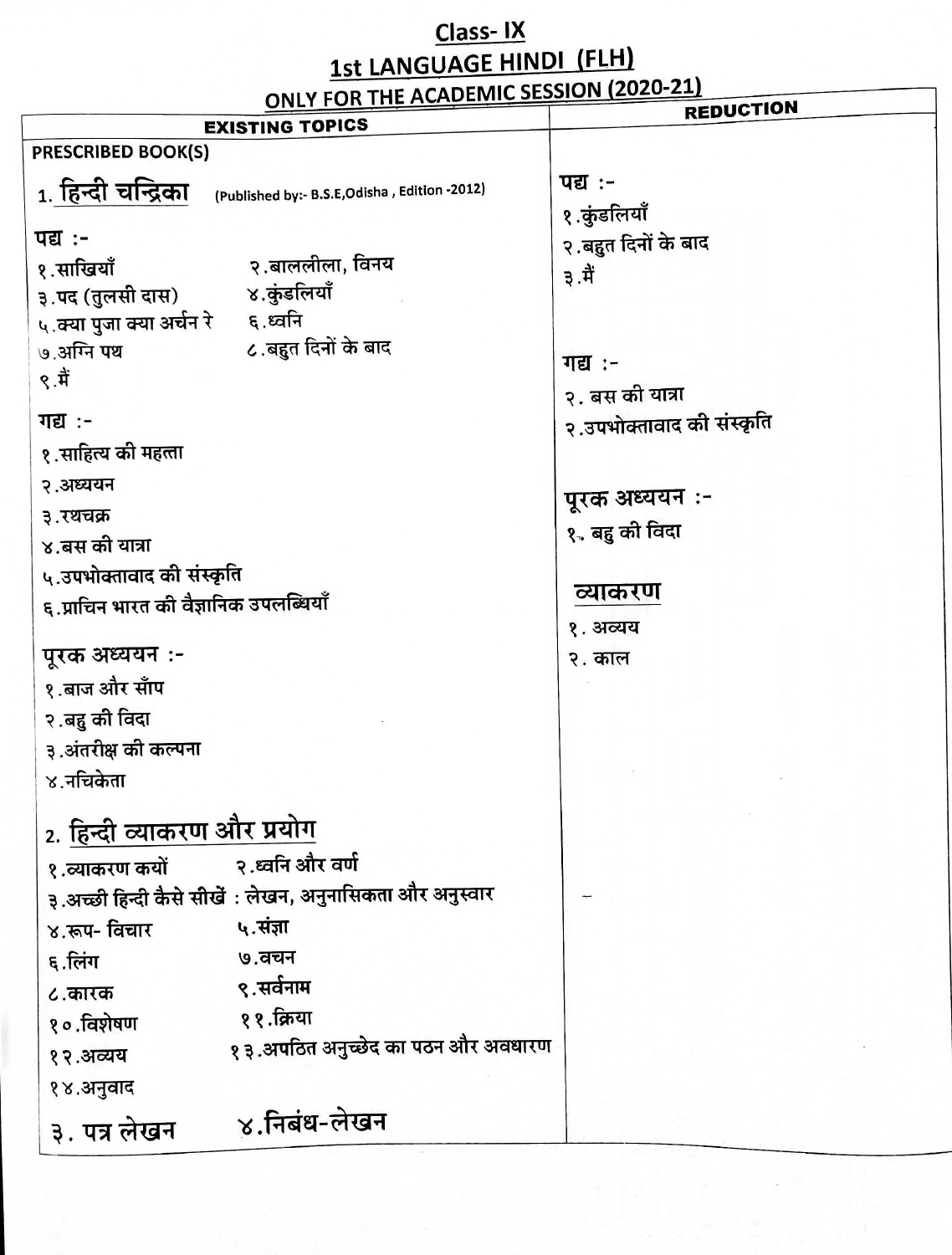# Class- IX

## 1st LANGUAGE HINDI (FLH)

### ONLY FOR THE ACADEMIC SESSION (2020-21)

| EXISTING TOPICS | REDUCTION |
|---|---|
| **PRESCRIBED BOOK(S)** | |
| **1. हिन्दी चन्द्रिका** (Published by:- B.S.E,Odisha , Edition -2012) | |
| **पद्य :-** | **पद्य :-** |
| १.साखियाँ &nbsp;&nbsp; २.बाललीला, विनय | १.कुंडलियाँ |
| ३.पद (तुलसी दास) &nbsp;&nbsp; ४.कुंडलियाँ | २.बहुत दिनों के बाद |
| ५.क्या पुजा क्या अर्चन रे &nbsp;&nbsp; ६.ध्वनि | ३.मैं |
| ७.अग्नि पथ &nbsp;&nbsp; ८.बहुत दिनों के बाद | |
| ९.मैं | |
| **गद्य :-** | **गद्य :-** |
| १.साहित्य की महत्ता | २. बस की यात्रा |
| २.अध्ययन | २.उपभोक्तावाद की संस्कृति |
| ३.रथचक्र | |
| ४.बस की यात्रा | |
| ५.उपभोक्तावाद की संस्कृति | |
| ६.प्राचिन भारत की वैज्ञानिक उपलब्धियाँ | |
| **पूरक अध्ययन :-** | **पूरक अध्ययन :-** |
| १.बाज और साँप | १. बहु की विदा |
| २.बहु की विदा | |
| ३.अंतरीक्ष की कल्पना | |
| ४.नचिकेता | |
| | **व्याकरण** |
| | १. अव्यय |
| | २. काल |
| **2. हिन्दी व्याकरण और प्रयोग** | |
| १.व्याकरण कयों &nbsp;&nbsp; २.ध्वनि और वर्ण | – |
| ३.अच्छी हिन्दी कैसे सीखें : लेखन, अनुनासिकता और अनुस्वार | |
| ४.रूप- विचार &nbsp;&nbsp; ५.संज्ञा | |
| ६.लिंग &nbsp;&nbsp; ७.वचन | |
| ८.कारक &nbsp;&nbsp; ९.सर्वनाम | |
| १०.विशेषण &nbsp;&nbsp; ११.क्रिया | |
| १२.अव्यय &nbsp;&nbsp; १३.अपठित अनुच्छेद का पठन और अवधारण | |
| १४.अनुवाद | |
| **३. पत्र लेखन &nbsp;&nbsp; ४.निबंध-लेखन** | |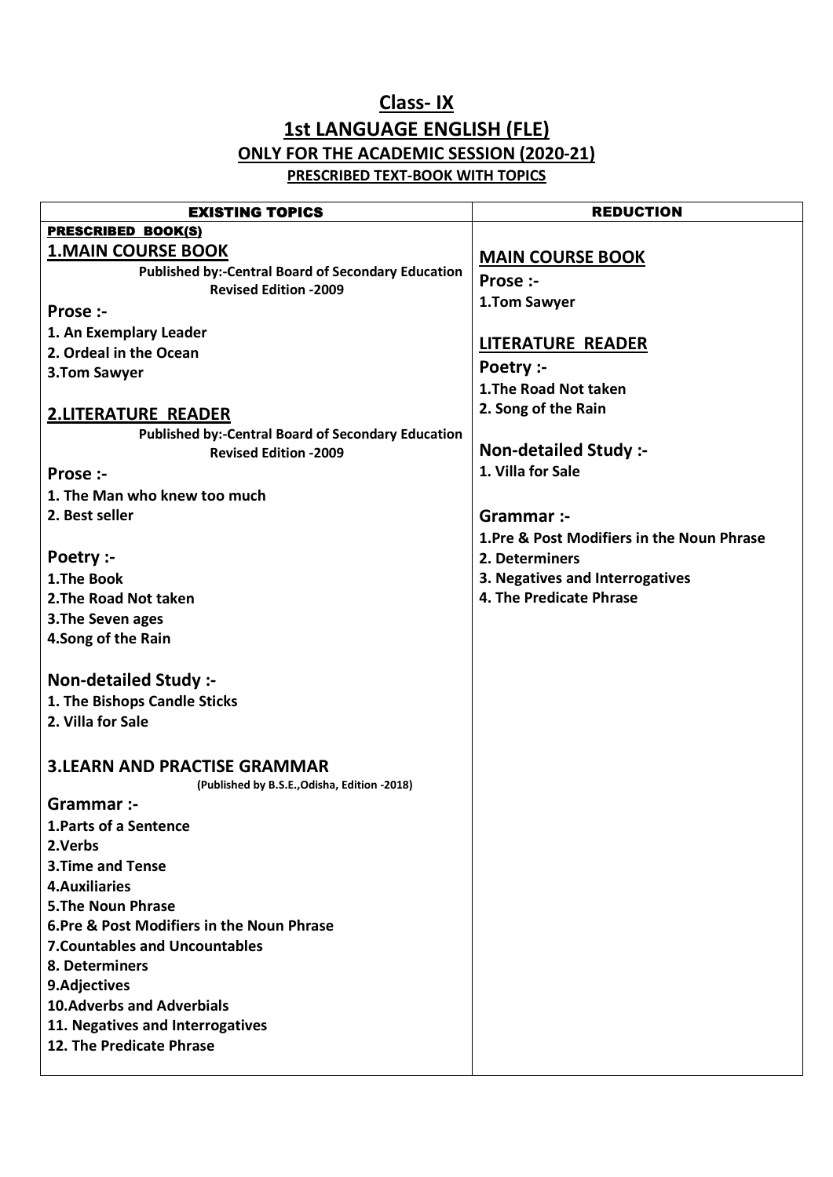# Class- IX

## 1st LANGUAGE ENGLISH (FLE)

### ONLY FOR THE ACADEMIC SESSION (2020-21)

#### PRESCRIBED TEXT-BOOK WITH TOPICS

| EXISTING TOPICS | REDUCTION |
|---|---|
| **PRESCRIBED BOOK(S)**<br>**1.MAIN COURSE BOOK**<br>**Published by:-Central Board of Secondary Education Revised Edition -2009**<br>**Prose :-**<br>**1. An Exemplary Leader**<br>**2. Ordeal in the Ocean**<br>**3.Tom Sawyer**<br><br>**2.LITERATURE READER**<br>**Published by:-Central Board of Secondary Education Revised Edition -2009**<br>**Prose :-**<br>**1. The Man who knew too much**<br>**2. Best seller**<br><br>**Poetry :-**<br>**1.The Book**<br>**2.The Road Not taken**<br>**3.The Seven ages**<br>**4.Song of the Rain**<br><br>**Non-detailed Study :-**<br>**1. The Bishops Candle Sticks**<br>**2. Villa for Sale**<br><br>**3.LEARN AND PRACTISE GRAMMAR**<br>**(Published by B.S.E.,Odisha, Edition -2018)**<br>**Grammar :-**<br>**1.Parts of a Sentence**<br>**2.Verbs**<br>**3.Time and Tense**<br>**4.Auxiliaries**<br>**5.The Noun Phrase**<br>**6.Pre & Post Modifiers in the Noun Phrase**<br>**7.Countables and Uncountables**<br>**8. Determiners**<br>**9.Adjectives**<br>**10.Adverbs and Adverbials**<br>**11. Negatives and Interrogatives**<br>**12. The Predicate Phrase** | **MAIN COURSE BOOK**<br>**Prose :-**<br>**1.Tom Sawyer**<br><br>**LITERATURE READER**<br>**Poetry :-**<br>**1.The Road Not taken**<br>**2. Song of the Rain**<br><br>**Non-detailed Study :-**<br>**1. Villa for Sale**<br><br>**Grammar :-**<br>**1.Pre & Post Modifiers in the Noun Phrase**<br>**2. Determiners**<br>**3. Negatives and Interrogatives**<br>**4. The Predicate Phrase** |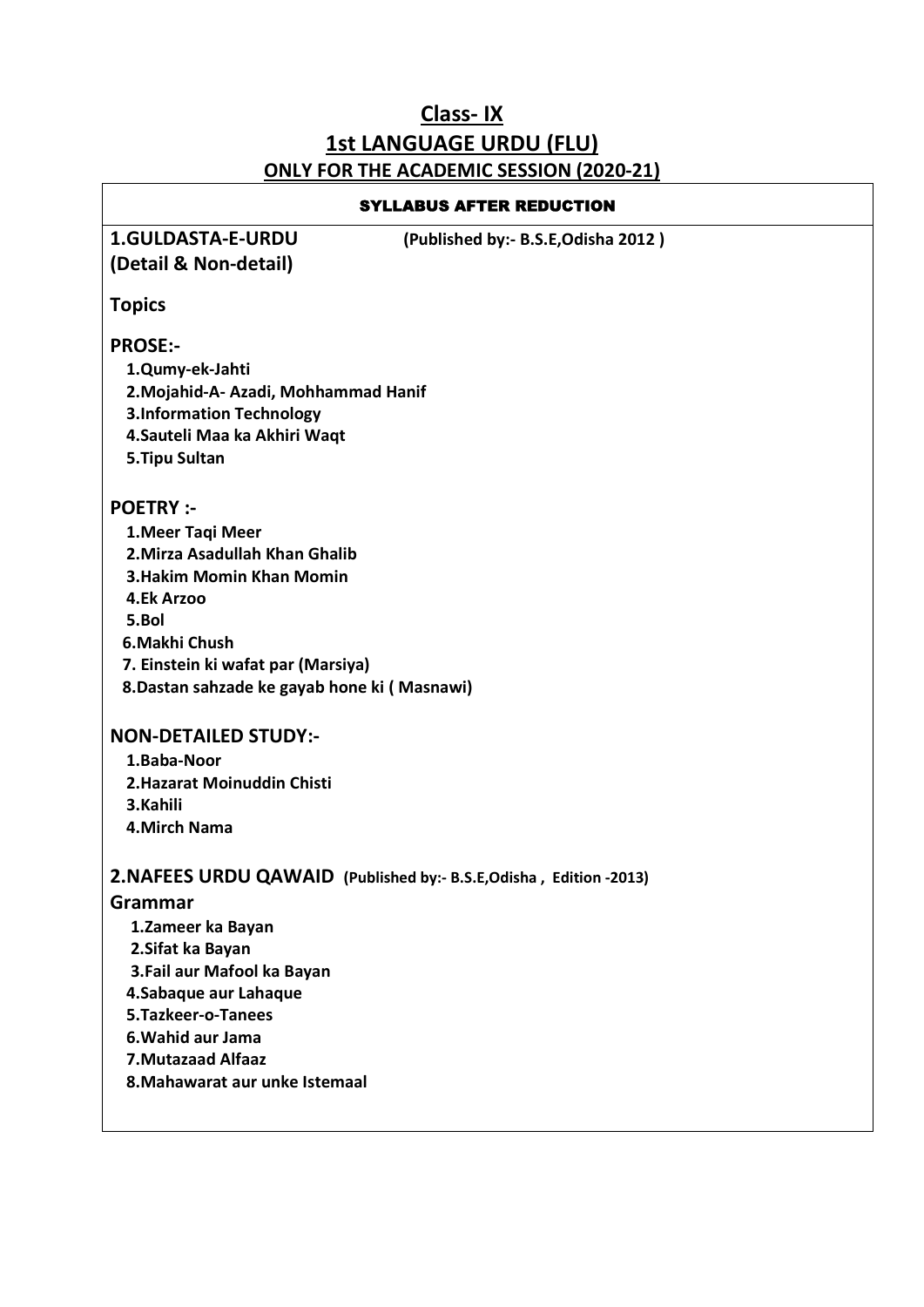# Class- IX

## 1st LANGUAGE URDU (FLU)

### ONLY FOR THE ACADEMIC SESSION (2020-21)

**SYLLABUS AFTER REDUCTION**

**1.GULDASTA-E-URDU** **(Published by:- B.S.E,Odisha 2012 )**
**(Detail & Non-detail)**

**Topics**

**PROSE:-**

1.Qumy-ek-Jahti
2.Mojahid-A- Azadi, Mohhammad Hanif
3.Information Technology
4.Sauteli Maa ka Akhiri Waqt
5.Tipu Sultan

**POETRY :-**

1.Meer Taqi Meer
2.Mirza Asadullah Khan Ghalib
3.Hakim Momin Khan Momin
4.Ek Arzoo
5.Bol
6.Makhi Chush
7. Einstein ki wafat par (Marsiya)
8.Dastan sahzade ke gayab hone ki ( Masnawi)

**NON-DETAILED STUDY:-**

1.Baba-Noor
2.Hazarat Moinuddin Chisti
3.Kahili
4.Mirch Nama

**2.NAFEES URDU QAWAID (Published by:- B.S.E,Odisha , Edition -2013)**

**Grammar**

1.Zameer ka Bayan
2.Sifat ka Bayan
3.Fail aur Mafool ka Bayan
4.Sabaque aur Lahaque
5.Tazkeer-o-Tanees
6.Wahid aur Jama
7.Mutazaad Alfaaz
8.Mahawarat aur unke Istemaal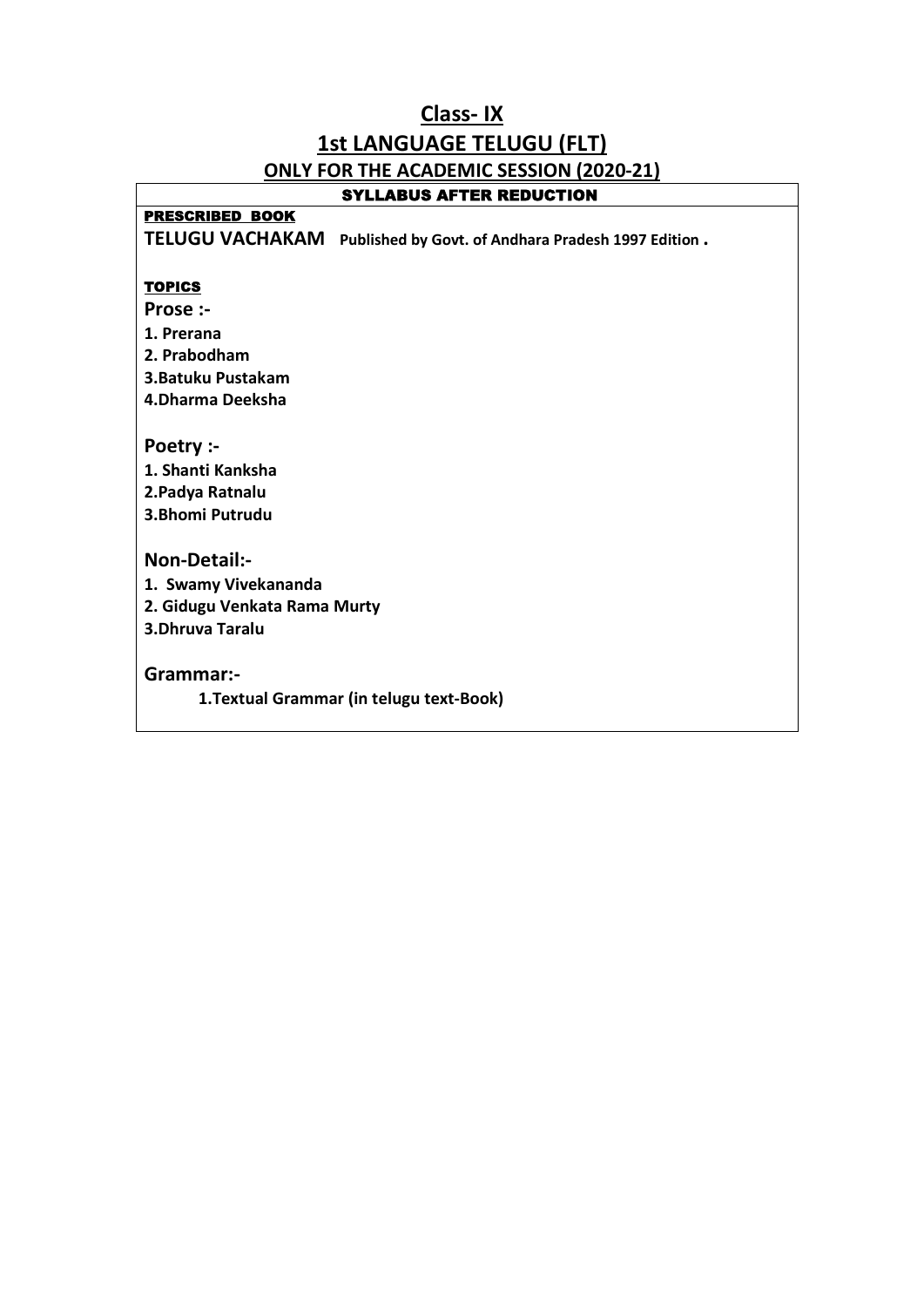# Class- IX

## 1st LANGUAGE TELUGU (FLT)

### ONLY FOR THE ACADEMIC SESSION (2020-21)

**SYLLABUS AFTER REDUCTION**

**PRESCRIBED BOOK**

**TELUGU VACHAKAM** **Published by Govt. of Andhara Pradesh 1997 Edition .**

**TOPICS**

**Prose :-**

**1. Prerana**
**2. Prabodham**
**3.Batuku Pustakam**
**4.Dharma Deeksha**

**Poetry :-**

**1. Shanti Kanksha**
**2.Padya Ratnalu**
**3.Bhomi Putrudu**

**Non-Detail:-**

**1. Swamy Vivekananda**
**2. Gidugu Venkata Rama Murty**
**3.Dhruva Taralu**

**Grammar:-**

**1.Textual Grammar (in telugu text-Book)**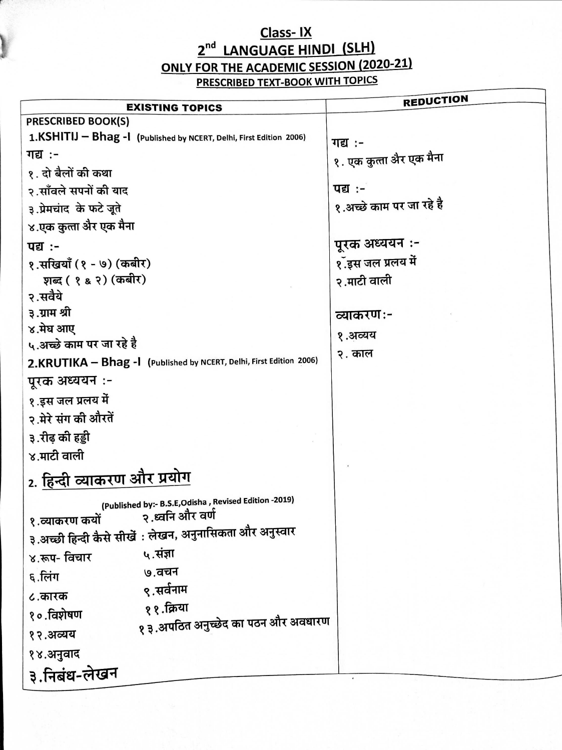# Class- IX

## 2nd LANGUAGE HINDI (SLH)

## ONLY FOR THE ACADEMIC SESSION (2020-21)

### PRESCRIBED TEXT-BOOK WITH TOPICS

| EXISTING TOPICS | REDUCTION |
|---|---|
| PRESCRIBED BOOK(S)<br>**1.KSHITIJ – Bhag -I** (Published by NCERT, Delhi, First Edition 2006)<br>गद्य :-<br>१. दो बैलों की कथा<br>२.साँवले सपनों की याद<br>३.प्रेमचांद के फटे जूते<br>४.एक कुत्ता अैर एक मैना<br>पद्य :-<br>१.सखियाँ (१ - ७) (कबीर)<br>शब्द ( १ & २) (कबीर)<br>२.सवैये<br>३.ग्राम श्री<br>४.मेघ आए<br>५.अच्छे काम पर जा रहे है<br>**2.KRUTIKA – Bhag -I** (Published by NCERT, Delhi, First Edition 2006)<br>पूरक अध्ययन :-<br>१.इस जल प्रलय में<br>२.मेरे संग की औरतें<br>३.रीढ़ की हड्डी<br>४.माटी वाली<br>**2. हिन्दी व्याकरण और प्रयोग**<br>(Published by:- B.S.E,Odisha , Revised Edition -2019)<br>१.व्याकरण कयों &nbsp;&nbsp; २.ध्वनि और वर्ण<br>३.अच्छी हिन्दी कैसे सीखें : लेखन, अनुनासिकता और अनुस्वार<br>४.रूप- विचार &nbsp;&nbsp; ५.संज्ञा<br>६.लिंग &nbsp;&nbsp; ७.वचन<br>८.कारक &nbsp;&nbsp; ९.सर्वनाम<br>१०.विशेषण &nbsp;&nbsp; ११.क्रिया<br>१२.अव्यय &nbsp;&nbsp; १३.अपठित अनुच्छेद का पठन और अवधारण<br>१४.अनुवाद<br>**३.निबंध-लेखन** | गद्य :-<br>१. एक कुत्ता अैर एक मैना<br>पद्य :-<br>१.अच्छे काम पर जा रहे है<br>पूरक अध्ययन :-<br>१.इस जल प्रलय में<br>२.माटी वाली<br>व्याकरण:-<br>१.अव्यय<br>२. काल |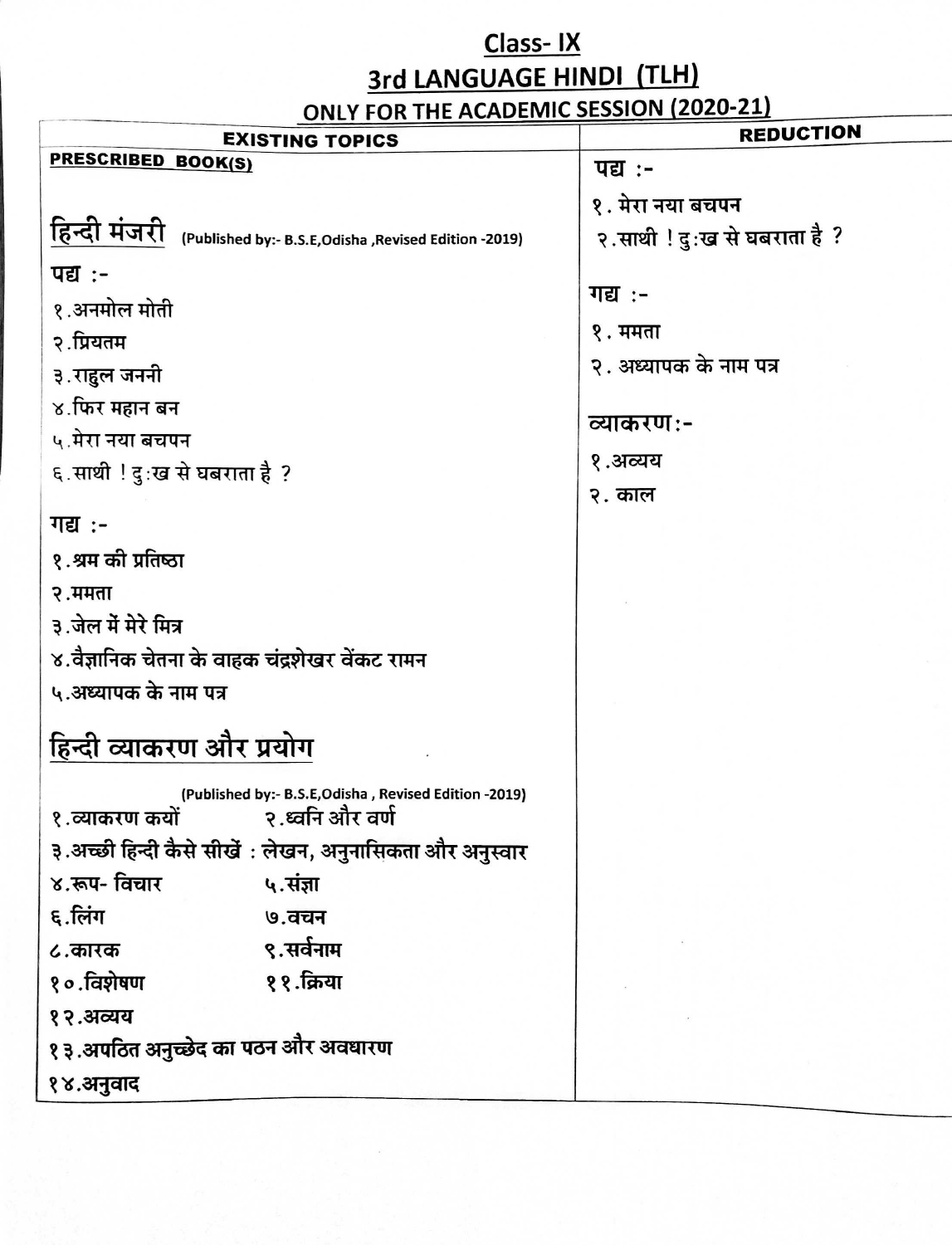# Class- IX

## 3rd LANGUAGE HINDI (TLH)

### ONLY FOR THE ACADEMIC SESSION (2020-21)

| EXISTING TOPICS | REDUCTION |
|---|---|
| **PRESCRIBED BOOK(S)**<br><br>**हिन्दी मंजरी** (Published by:- B.S.E,Odisha ,Revised Edition -2019)<br><br>**पद्य :-**<br>१.अनमोल मोती<br>२.प्रियतम<br>३.राहुल जननी<br>४.फिर महान बन<br>५.मेरा नया बचपन<br>६.साथी ! दु:ख से घबराता है ?<br><br>**गद्य :-**<br>१.श्रम की प्रतिष्ठा<br>२.ममता<br>३.जेल में मेरे मित्र<br>४.वैज्ञानिक चेतना के वाहक चंद्रशेखर वेंकट रामन<br>५.अध्यापक के नाम पत्र<br><br>**हिन्दी व्याकरण और प्रयोग**<br>(Published by:- B.S.E,Odisha , Revised Edition -2019)<br>१.व्याकरण क्यों<br>२.ध्वनि और वर्ण<br>३.अच्छी हिन्दी कैसे सीखें : लेखन, अनुनासिकता और अनुस्वार<br>४.रूप- विचार<br>५.संज्ञा<br>६.लिंग<br>७.वचन<br>८.कारक<br>९.सर्वनाम<br>१०.विशेषण<br>११.क्रिया<br>१२.अव्यय<br>१३.अपठित अनुच्छेद का पठन और अवधारण<br>१४.अनुवाद | **पद्य :-**<br>१. मेरा नया बचपन<br>२.साथी ! दु:ख से घबराता है ?<br><br>**गद्य :-**<br>१. ममता<br>२. अध्यापक के नाम पत्र<br><br>**व्याकरण:-**<br>१.अव्यय<br>२. काल |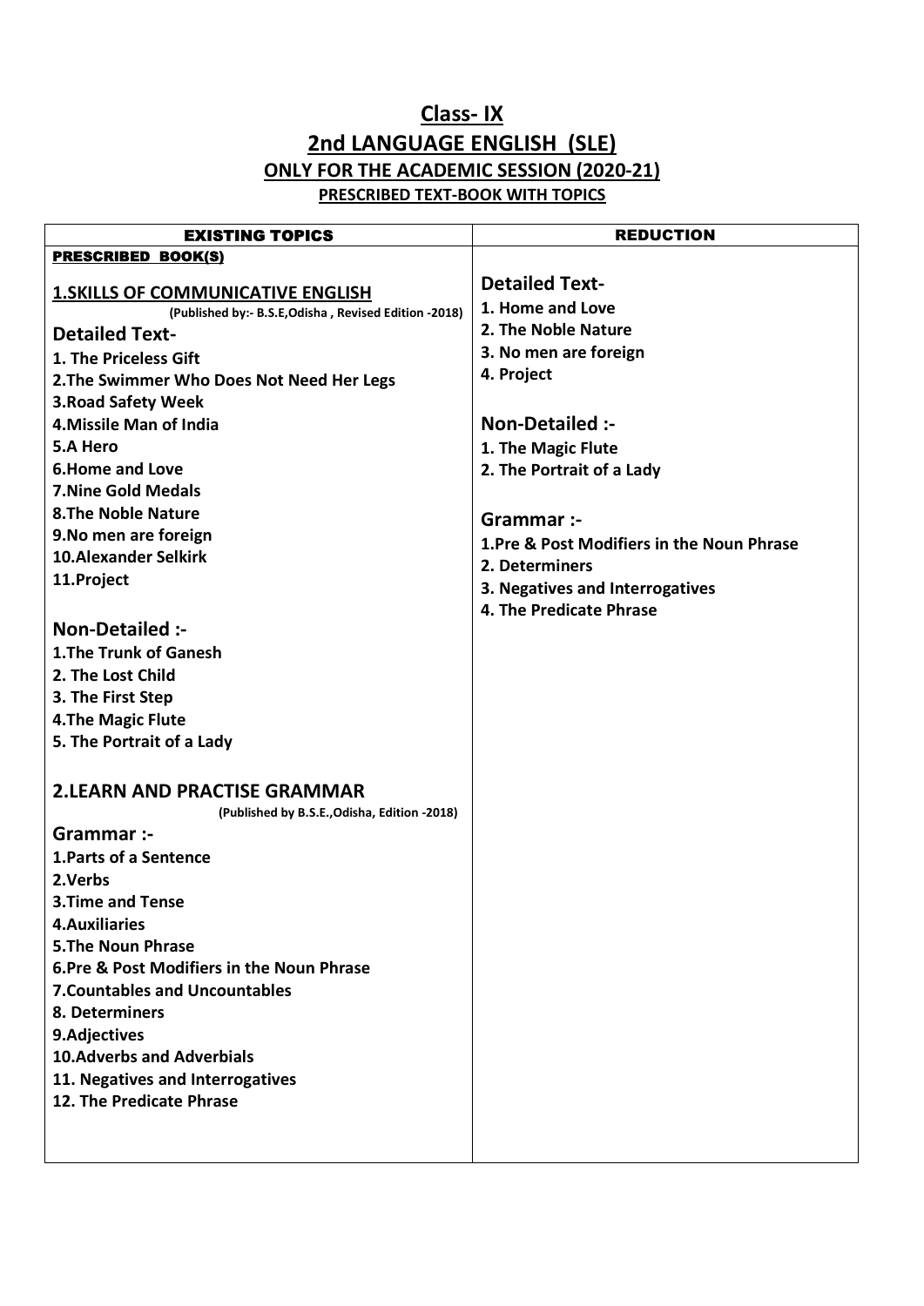# Class- IX

## 2nd LANGUAGE ENGLISH (SLE)

### ONLY FOR THE ACADEMIC SESSION (2020-21)

#### PRESCRIBED TEXT-BOOK WITH TOPICS

| EXISTING TOPICS | REDUCTION |
|---|---|
| **PRESCRIBED BOOK(S)**<br><br>**1.SKILLS OF COMMUNICATIVE ENGLISH**<br>(Published by:- B.S.E,Odisha , Revised Edition -2018)<br><br>**Detailed Text-**<br>1. The Priceless Gift<br>2.The Swimmer Who Does Not Need Her Legs<br>3.Road Safety Week<br>4.Missile Man of India<br>5.A Hero<br>6.Home and Love<br>7.Nine Gold Medals<br>8.The Noble Nature<br>9.No men are foreign<br>10.Alexander Selkirk<br>11.Project<br><br>**Non-Detailed :-**<br>1.The Trunk of Ganesh<br>2. The Lost Child<br>3. The First Step<br>4.The Magic Flute<br>5. The Portrait of a Lady<br><br>**2.LEARN AND PRACTISE GRAMMAR**<br>(Published by B.S.E.,Odisha, Edition -2018)<br><br>**Grammar :-**<br>1.Parts of a Sentence<br>2.Verbs<br>3.Time and Tense<br>4.Auxiliaries<br>5.The Noun Phrase<br>6.Pre & Post Modifiers in the Noun Phrase<br>7.Countables and Uncountables<br>8. Determiners<br>9.Adjectives<br>10.Adverbs and Adverbials<br>11. Negatives and Interrogatives<br>12. The Predicate Phrase | **Detailed Text-**<br>1. Home and Love<br>2. The Noble Nature<br>3. No men are foreign<br>4. Project<br><br>**Non-Detailed :-**<br>1. The Magic Flute<br>2. The Portrait of a Lady<br><br>**Grammar :-**<br>1.Pre & Post Modifiers in the Noun Phrase<br>2. Determiners<br>3. Negatives and Interrogatives<br>4. The Predicate Phrase |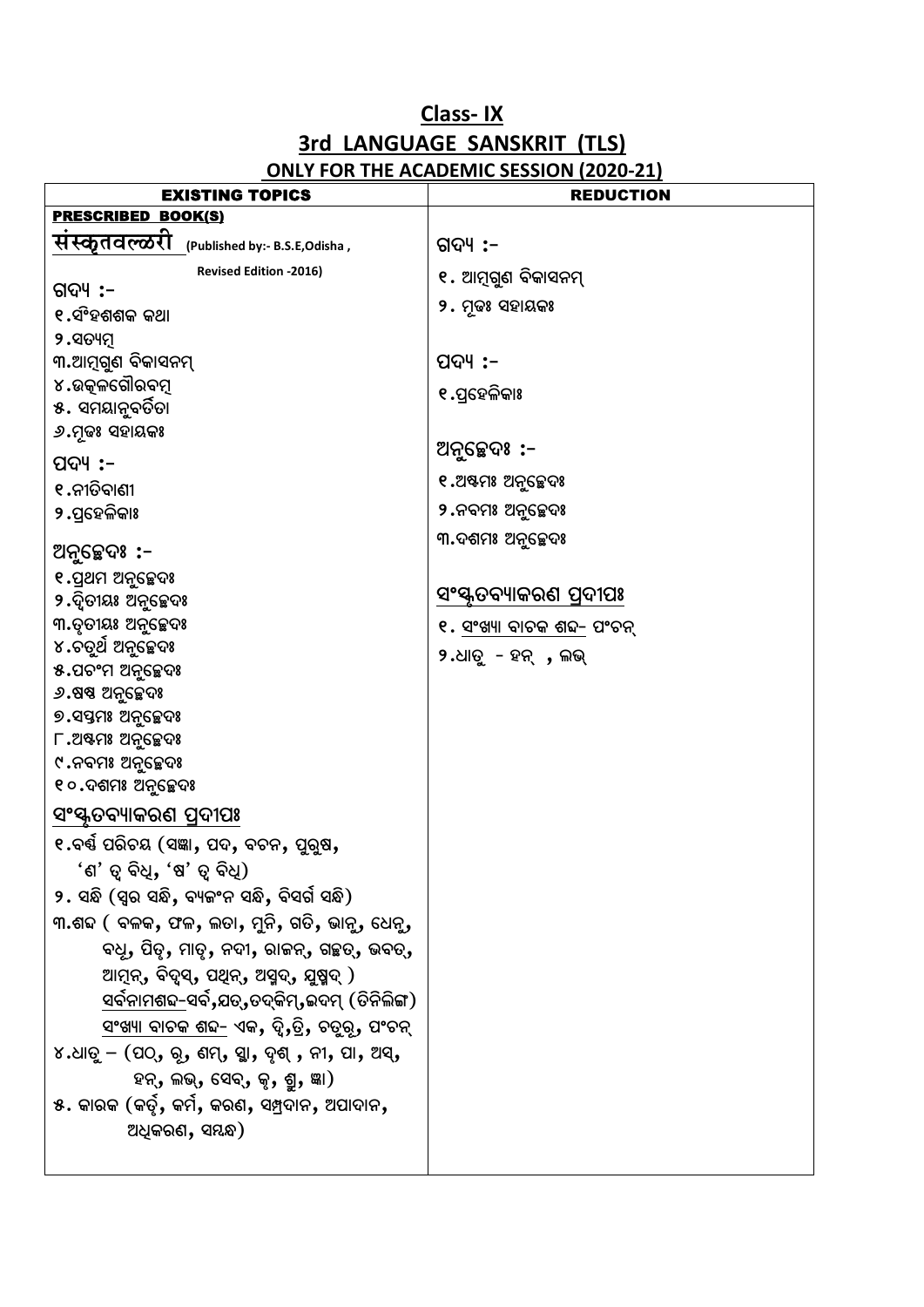# Class- IX

## 3rd LANGUAGE SANSKRIT (TLS)

### ONLY FOR THE ACADEMIC SESSION (2020-21)

| EXISTING TOPICS | REDUCTION |
|---|---|
| **PRESCRIBED BOOK(S)**<br>**संस्कृतवल्लरी** (Published by:- B.S.E,Odisha, Revised Edition -2016)<br><br>ଗଦ୍ୟ :-<br>୧.ସିଂହଶଶକ କଥା<br>୨.ସତ୍ୟମ୍<br>୩.ଆତ୍ମଗୁଣ ବିକାସନମ୍<br>୪.ଉତ୍କଳଗୌରବମ୍<br>୫. ସମୟାନୁବର୍ତିତା<br>୬.ମୂଢଃ ସହାୟକଃ<br><br>ପଦ୍ୟ :-<br>୧.ନୀତିବାଣୀ<br>୨.ପ୍ରହେଳିକାଃ<br><br>ଅନୁଚ୍ଛେଦଃ :-<br>୧.ପ୍ରଥମ ଅନୁଚ୍ଛେଦଃ<br>୨.ଦ୍ୱିତୀୟଃ ଅନୁଚ୍ଛେଦଃ<br>୩.ତୃତୀୟଃ ଅନୁଚ୍ଛେଦଃ<br>୪.ଚତୁର୍ଥ ଅନୁଚ୍ଛେଦଃ<br>୫.ପଚଂମ ଅନୁଚ୍ଛେଦଃ<br>୬.ଷଷ୍ଠ ଅନୁଚ୍ଛେଦଃ<br>୭.ସପ୍ତମଃ ଅନୁଚ୍ଛେଦଃ<br>୮.ଅଷ୍ଟମଃ ଅନୁଚ୍ଛେଦଃ<br>୯.ନବମଃ ଅନୁଚ୍ଛେଦଃ<br>୧୦.ଦଶମଃ ଅନୁଚ୍ଛେଦଃ<br><br><u>ସଂସ୍କୃତବ୍ୟାକରଣ ପ୍ରଦୀପଃ</u><br>୧.ବର୍ଣ୍ଣ ପରିଚୟ (ସଜ୍ଞା, ପଦ, ବଚନ, ପୁରୁଷ, 'ଣ' ତ୍ୱ ବିଧି, 'ଷ' ତ୍ୱ ବିଧି)<br>୨. ସନ୍ଧି (ସ୍ୱର ସନ୍ଧି, ବ୍ୟଜଂନ ସନ୍ଧି, ବିସର୍ଗ ସନ୍ଧି)<br>୩.ଶବ୍ଦ ( ବଳକ, ଫଳ, ଲତା, ମୁନି, ଗତି, ଭାନୁ, ଧେନୁ, ବଧୂ, ପିତୃ, ମାତୃ, ନଦୀ, ରାଜନ୍, ଗଚ୍ଛତ୍, ଭବତ୍, ଆତ୍ମନ୍, ବିଦ୍ୱସ୍, ପଥିନ୍, ଅସ୍ମଦ୍, ଯୁଷ୍ମଦ୍ )<br><u>ସର୍ବନାମଶବ୍ଦ</u>-ସର୍ବ,ଯତ୍,ତଦ୍‌କିମ୍,ଇଦମ୍ (ତିନିଲିଙ୍ଗ)<br><u>ସଂଖ୍ୟା ବାଚକ ଶବ୍ଦ</u>- ଏକ, ଦ୍ୱି,ତ୍ରି, ଚତୁର୍, ପଂଚନ୍<br>୪.ଧାତୁ – (ପଠ୍, ରୂ, ଣମ୍, ସ୍ଥା, ଦୃଶ୍ , ନୀ, ପା, ଅସ୍, ହନ୍, ଲଭ୍, ସେବ୍, କୃ, ଶ୍ରୁ, ଜ୍ଞା)<br>୫. କାରକ (କର୍ତୃ, କର୍ମ, କରଣ, ସମ୍ପ୍ରଦାନ, ଅପାଦାନ, ଅଧିକରଣ, ସମ୍ବନ୍ଧ) | ଗଦ୍ୟ :-<br>୧. ଆତ୍ମଗୁଣ ବିକାସନମ୍<br>୨. ମୂଢଃ ସହାୟକଃ<br><br>ପଦ୍ୟ :-<br>୧.ପ୍ରହେଳିକାଃ<br><br>ଅନୁଚ୍ଛେଦଃ :-<br>୧.ଅଷ୍ଟମଃ ଅନୁଚ୍ଛେଦଃ<br>୨.ନବମଃ ଅନୁଚ୍ଛେଦଃ<br>୩.ଦଶମଃ ଅନୁଚ୍ଛେଦଃ<br><br><u>ସଂସ୍କୃତବ୍ୟାକରଣ ପ୍ରଦୀପଃ</u><br>୧. <u>ସଂଖ୍ୟା ବାଚକ ଶବ୍ଦ</u>- ପଂଚନ୍<br>୨.ଧାତୁ - ହନ୍ , ଲଭ୍ |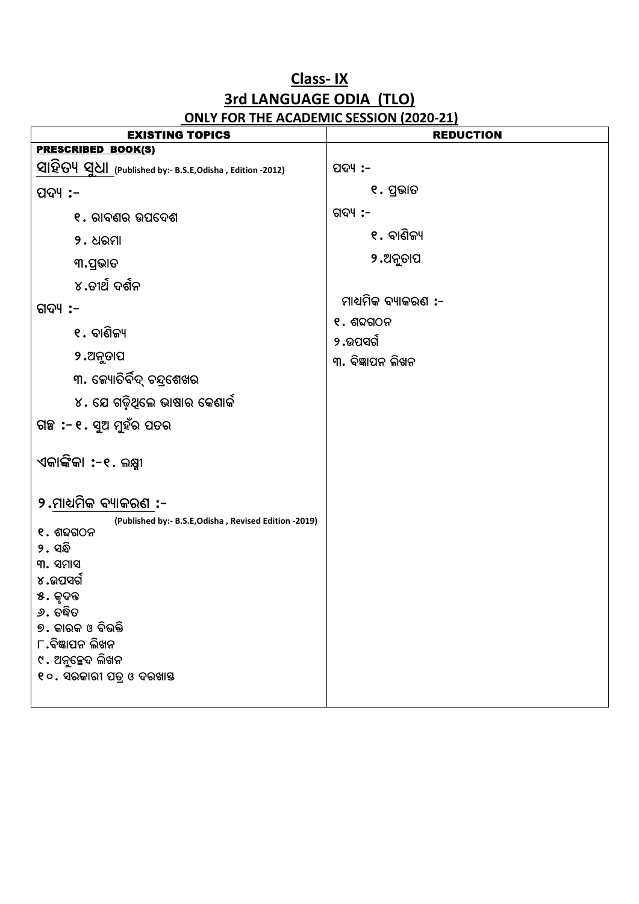# Class- IX

## 3rd LANGUAGE ODIA (TLO)

### ONLY FOR THE ACADEMIC SESSION (2020-21)

| EXISTING TOPICS | REDUCTION |
|---|---|
| **PRESCRIBED BOOK(S)** | |
| **ସାହିତ୍ୟ ସୁଧା** (Published by:- B.S.E,Odisha , Edition -2012) | ପଦ୍ୟ :- |
| **ପଦ୍ୟ :-** | ୧. ପ୍ରଭାତ |
| ୧. ରାବଣର ଉପଦେଶ | ଗଦ୍ୟ :- |
| ୨. ଧରମା | ୧. ବାଣିଜ୍ୟ |
| ୩.ପ୍ରଭାତ | ୨.ଅନୁତାପ |
| ୪.ତୀର୍ଥ ଦର୍ଶନ | |
| **ଗଦ୍ୟ :-** | ମାଧ୍ୟମିକ ବ୍ୟାକରଣ :- |
| ୧. ବାଣିଜ୍ୟ | ୧. ଶବ୍ଦଗଠନ |
| ୨.ଅନୁତାପ | ୨.ଉପସର୍ଗ |
| ୩. ଜ୍ୟୋତିର୍ବିଦ୍ ଚନ୍ଦ୍ରଶେଖର | ୩. ବିଜ୍ଞାପନ ଲିଖନ |
| ୪. ଯେ ଗଢ଼ିଥିଲେ ଭାଷାର କେଣାର୍କ | |
| **ଗଳ୍ପ :-** ୧. ସୁଅ ମୁହଁର ପତର | |
| **ଏକାଙ୍କିକା :-** ୧. ଲକ୍ଷ୍ମୀ | |
| **୨.ମାଧ୍ୟମିକ ବ୍ୟାକରଣ :-** (Published by:- B.S.E,Odisha , Revised Edition -2019) | |
| ୧. ଶବ୍ଦଗଠନ<br>୨. ସନ୍ଧି<br>୩. ସମାସ<br>୪.ଉପସର୍ଗ<br>୫. କୃଦନ୍ତ<br>୬. ତଦ୍ଧିତ<br>୭. କାରକ ଓ ବିଭକ୍ତି<br>୮.ବିଜ୍ଞାପନ ଲିଖନ<br>୯. ଅନୁଚ୍ଛେଦ ଲିଖନ<br>୧୦. ସରକାରୀ ପତ୍ର ଓ ଦରଖାସ୍ତ | |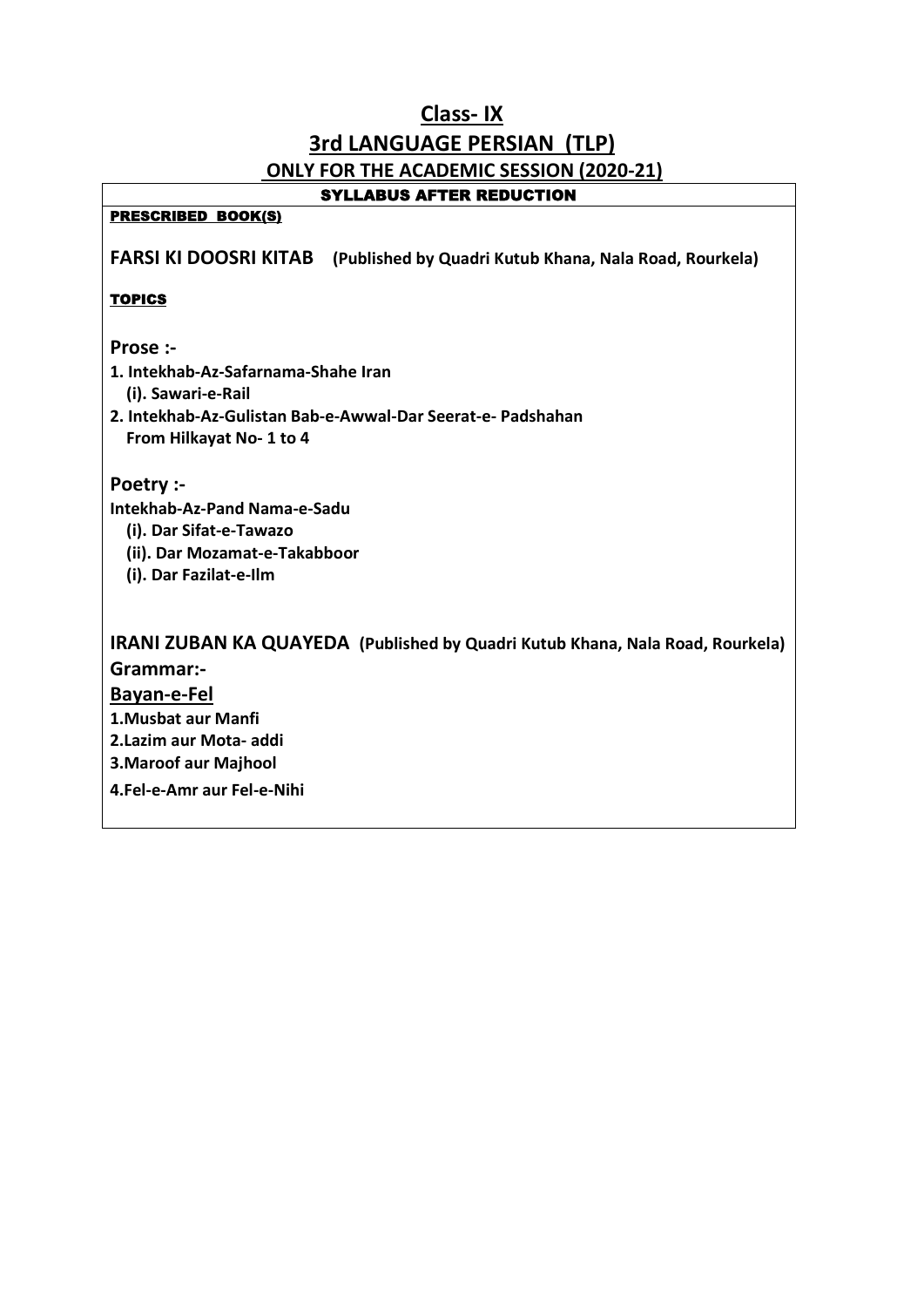# Class- IX

## 3rd LANGUAGE PERSIAN (TLP)

### ONLY FOR THE ACADEMIC SESSION (2020-21)

**SYLLABUS AFTER REDUCTION**

**PRESCRIBED BOOK(S)**

**FARSI KI DOOSRI KITAB** **(Published by Quadri Kutub Khana, Nala Road, Rourkela)**

**TOPICS**

**Prose :-**

**1. Intekhab-Az-Safarnama-Shahe Iran**
**(i). Sawari-e-Rail**
**2. Intekhab-Az-Gulistan Bab-e-Awwal-Dar Seerat-e- Padshahan**
**From Hilkayat No- 1 to 4**

**Poetry :-**

**Intekhab-Az-Pand Nama-e-Sadu**
**(i). Dar Sifat-e-Tawazo**
**(ii). Dar Mozamat-e-Takabboor**
**(i). Dar Fazilat-e-Ilm**

**IRANI ZUBAN KA QUAYEDA** **(Published by Quadri Kutub Khana, Nala Road, Rourkela)**

**Grammar:-**

**Bayan-e-Fel**

**1.Musbat aur Manfi**
**2.Lazim aur Mota- addi**
**3.Maroof aur Majhool**
**4.Fel-e-Amr aur Fel-e-Nihi**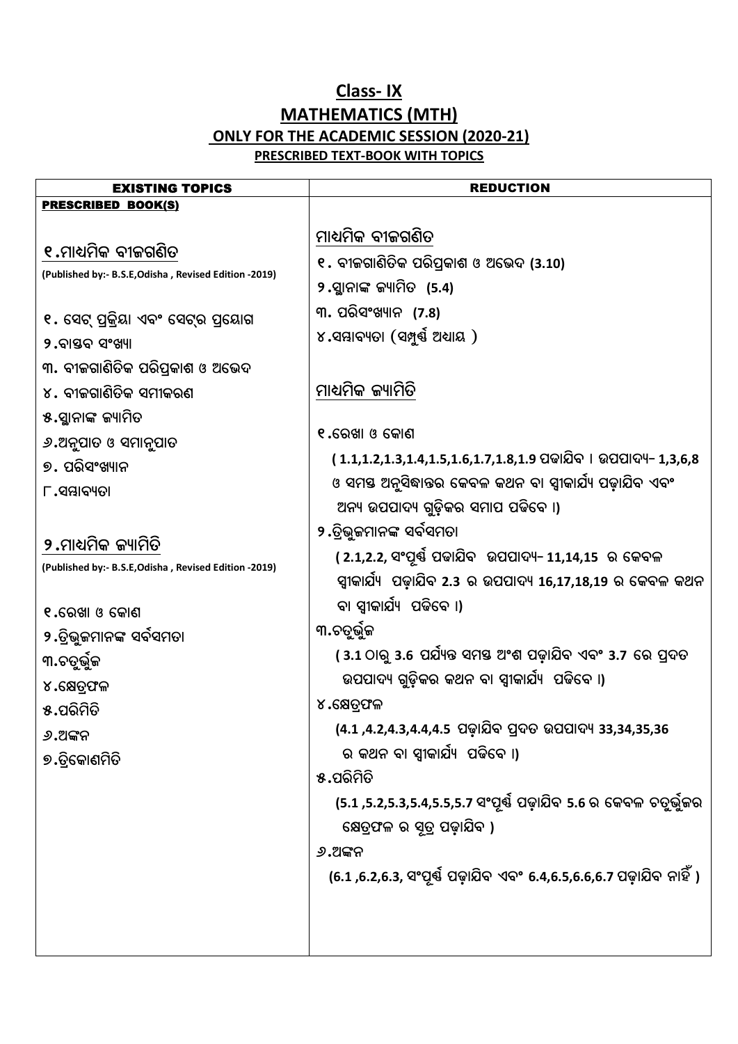# Class- IX

## MATHEMATICS (MTH)

### ONLY FOR THE ACADEMIC SESSION (2020-21)

#### PRESCRIBED TEXT-BOOK WITH TOPICS

| EXISTING TOPICS | REDUCTION |
|---|---|
| **PRESCRIBED BOOK(S)**<br><br>**୧.ମାଧ୍ୟମିକ ବୀଜଗଣିତ**<br>**(Published by:- B.S.E,Odisha , Revised Edition -2019)**<br><br>୧. ସେଟ୍ ପ୍ରକ୍ରିୟା ଏବଂ ସେଟ୍‌ର ପ୍ରୟୋଗ<br>୨.ବାସ୍ତବ ସଂଖ୍ୟା<br>୩. ବୀଜଗାଣିତିକ ପରିପ୍ରକାଶ ଓ ଅଭେଦ<br>୪. ବୀଜଗାଣିତିକ ସମୀକରଣ<br>୫.ସ୍ଥାନାଙ୍କ ଜ୍ୟାମିତ<br>୬.ଅନୁପାତ ଓ ସମାନୁପାତ<br>୭. ପରିସଂଖ୍ୟାନ<br>୮.ସମ୍ଭାବ୍ୟତା<br><br>**୨.ମାଧ୍ୟମିକ ଜ୍ୟାମିତି**<br>**(Published by:- B.S.E,Odisha , Revised Edition -2019)**<br><br>୧.ରେଖା ଓ କୋଣ<br>୨.ତ୍ରିଭୁଜମାନଙ୍କ ସର୍ବସମତା<br>୩.ଚତୁର୍ଭୁଜ<br>୪.କ୍ଷେତ୍ରଫଳ<br>୫.ପରିମିତି<br>୬.ଅଙ୍କନ<br>୭.ତ୍ରିକୋଣମିତି | <u>ମାଧ୍ୟମିକ ବୀଜଗଣିତ</u><br>୧. ବୀଜଗାଣିତିକ ପରିପ୍ରକାଶ ଓ ଅଭେଦ **(3.10)**<br>୨.ସ୍ଥାନାଙ୍କ ଜ୍ୟାମିତ **(5.4)**<br>୩. ପରିସଂଖ୍ୟାନ **(7.8)**<br>୪.ସମ୍ଭାବ୍ୟତା (ସମ୍ପୂର୍ଣ୍ଣ ଅଧ୍ୟାୟ )<br><br><u>ମାଧ୍ୟମିକ ଜ୍ୟାମିତି</u><br><br>୧.ରେଖା ଓ କୋଣ<br>**( 1.1,1.2,1.3,1.4,1.5,1.6,1.7,1.8,1.9 ପଢାଯିବ । ଉପପାଦ୍ୟ- 1,3,6,8 ଓ ସମସ୍ତ ଅନୁସିଦ୍ଧାନ୍ତର କେବଳ କଥନ ବା ସ୍ୱୀକାର୍ଯ୍ୟ ପଢ଼ାଯିବ ଏବଂ ଅନ୍ୟ ଉପପାଦ୍ୟ ଗୁଡ଼ିକର ସମାପ ପଢିବେ ।)**<br>୨.ତ୍ରିଭୁଜମାନଙ୍କ ସର୍ବସମତା<br>**( 2.1,2.2, ସଂପୂର୍ଣ୍ଣ ପଢାଯିବ ଉପପାଦ୍ୟ- 11,14,15 ର କେବଳ ସ୍ୱୀକାର୍ଯ୍ୟ ପଢ଼ାଯିବ 2.3 ର ଉପପାଦ୍ୟ 16,17,18,19 ର କେବଳ କଥନ ବା ସ୍ୱୀକାର୍ଯ୍ୟ ପଢିବେ ।)**<br>୩.ଚତୁର୍ଭୁଜ<br>**( 3.1 ଠାରୁ 3.6 ପର୍ଯ୍ୟନ୍ତ ସମସ୍ତ ଅଂଶ ପଢ଼ାଯିବ ଏବଂ 3.7 ରେ ପ୍ରଦତ ଉପପାଦ୍ୟ ଗୁଡ଼ିକର କଥନ ବା ସ୍ୱୀକାର୍ଯ୍ୟ ପଢିବେ ।)**<br>୪.କ୍ଷେତ୍ରଫଳ<br>**(4.1 ,4.2,4.3,4.4,4.5 ପଢ଼ାଯିବ ପ୍ରଦତ ଉପପାଦ୍ୟ 33,34,35,36 ର କଥନ ବା ସ୍ୱୀକାର୍ଯ୍ୟ ପଢିବେ ।)**<br>୫.ପରିମିତି<br>**(5.1 ,5.2,5.3,5.4,5.5,5.7 ସଂପୂର୍ଣ୍ଣ ପଢ଼ାଯିବ 5.6 ର କେବଳ ଚତୁର୍ଭୁଜର କ୍ଷେତ୍ରଫଳ ର ସୂତ୍ର ପଢ଼ାଯିବ )**<br>୬.ଅଙ୍କନ<br>**(6.1 ,6.2,6.3, ସଂପୂର୍ଣ୍ଣ ପଢ଼ାଯିବ ଏବଂ 6.4,6.5,6.6,6.7 ପଢ଼ାଯିବ ନାହିଁ )** |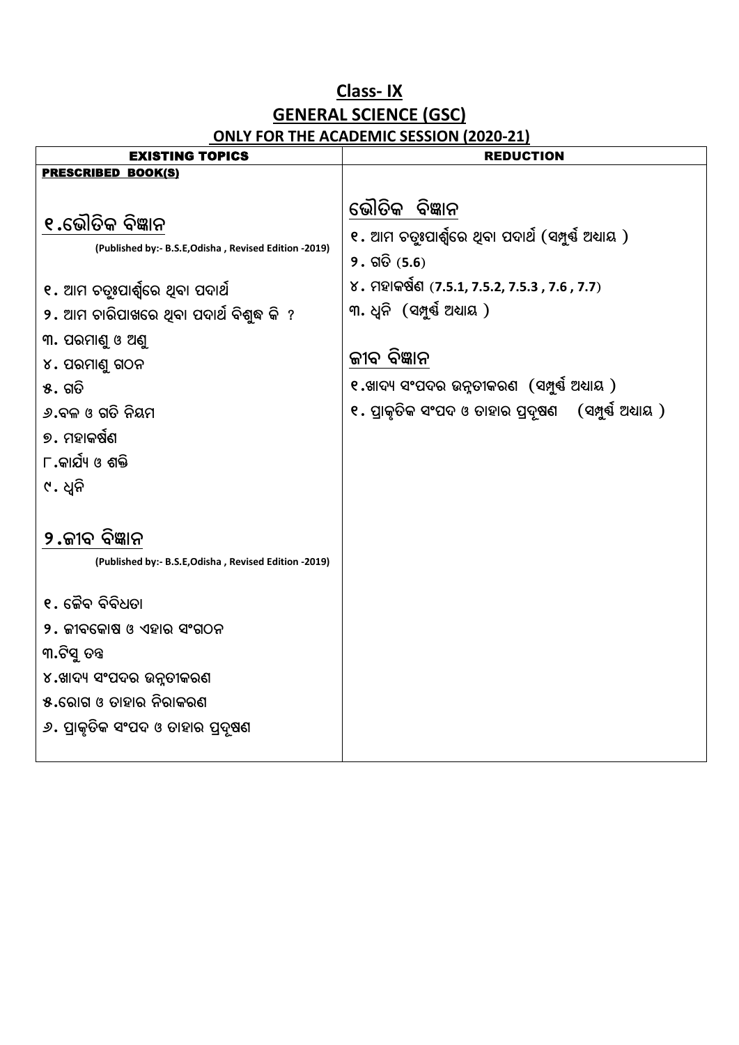# Class- IX

## GENERAL SCIENCE (GSC)

### ONLY FOR THE ACADEMIC SESSION (2020-21)

| EXISTING TOPICS | REDUCTION |
| --- | --- |
| **PRESCRIBED BOOK(S)**<br><br>**୧.ଭୌତିକ ବିଜ୍ଞାନ**<br>**(Published by:- B.S.E,Odisha , Revised Edition -2019)**<br><br>୧. ଆମ ଚତୁଃପାର୍ଶ୍ୱରେ ଥିବା ପଦାର୍ଥ<br>୨. ଆମ ଚାରିପାଖରେ ଥିବା ପଦାର୍ଥ ବିଶୁଦ୍ଧ କି ?<br>୩. ପରମାଣୁ ଓ ଅଣୁ<br>୪. ପରମାଣୁ ଗଠନ<br>୫. ଗତି<br>୬.ବଳ ଓ ଗତି ନିୟମ<br>୭. ମହାକର୍ଷଣ<br>୮.କାର୍ଯ୍ୟ ଓ ଶକ୍ତି<br>୯. ଧ୍ୱନି<br><br>**୨.ଜୀବ ବିଜ୍ଞାନ**<br>**(Published by:- B.S.E,Odisha , Revised Edition -2019)**<br><br>୧. ଜୈବ ବିବିଧତା<br>୨. ଜୀବକୋଷ ଓ ଏହାର ସଂଗଠନ<br>୩.ଟିସୁ ତନ୍ତ୍ର<br>୪.ଖାଦ୍ୟ ସଂପଦର ଉନ୍ନତୀକରଣ<br>୫.ରୋଗ ଓ ତାହାର ନିରାକରଣ<br>୬. ପ୍ରାକୃତିକ ସଂପଦ ଓ ତାହାର ପ୍ରଦୂଷଣ | **ଭୌତିକ ବିଜ୍ଞାନ**<br>୧. ଆମ ଚତୁଃପାର୍ଶ୍ୱରେ ଥିବା ପଦାର୍ଥ (ସମ୍ପୂର୍ଣ୍ଣ ଅଧ୍ୟାୟ )<br>୨. ଗତି (**5.6**)<br>୪. ମହାକର୍ଷଣ (**7.5.1, 7.5.2, 7.5.3 , 7.6 , 7.7**)<br>୩. ଧ୍ୱନି (ସମ୍ପୂର୍ଣ୍ଣ ଅଧ୍ୟାୟ )<br><br>**ଜୀବ ବିଜ୍ଞାନ**<br>୧.ଖାଦ୍ୟ ସଂପଦର ଉନ୍ନତୀକରଣ (ସମ୍ପୂର୍ଣ୍ଣ ଅଧ୍ୟାୟ )<br>୧. ପ୍ରାକୃତିକ ସଂପଦ ଓ ତାହାର ପ୍ରଦୂଷଣ (ସମ୍ପୂର୍ଣ୍ଣ ଅଧ୍ୟାୟ ) |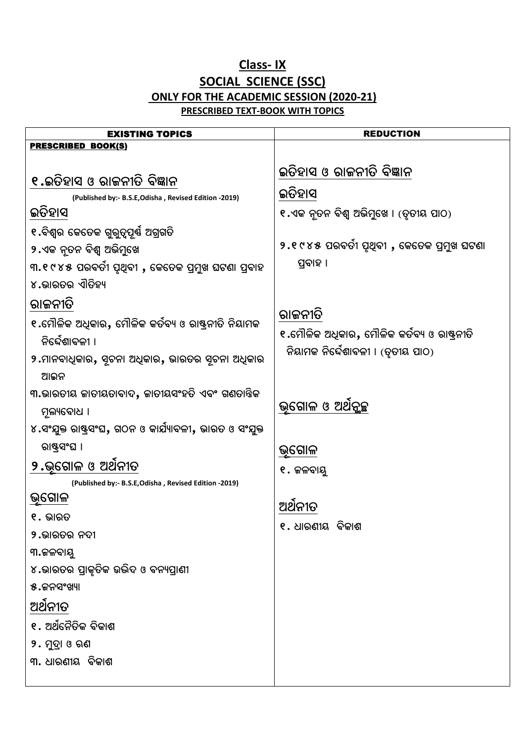# Class- IX

## SOCIAL SCIENCE (SSC)

### ONLY FOR THE ACADEMIC SESSION (2020-21)

#### PRESCRIBED TEXT-BOOK WITH TOPICS

| EXISTING TOPICS | REDUCTION |
|---|---|
| **PRESCRIBED BOOK(S)**<br><br>**୧.ଇତିହାସ ଓ ରାଜନୀତି ବିଜ୍ଞାନ**<br>(Published by:- B.S.E,Odisha , Revised Edition -2019)<br>**ଇତିହାସ**<br>୧.ବିଶ୍ୱର କେତେକ ଗୁରୁତ୍ୱପୂର୍ଣ୍ଣ ଅଗ୍ରଗତି<br>୨.ଏକ ନୂତନ ବିଶ୍ୱ ଅଭିମୁଖେ<br>୩.୧୯୪୫ ପରବର୍ତୀ ପୃଥିବୀ , କେତେକ ପ୍ରମୁଖ ଘଟଣା ପ୍ରବାହ<br>୪.ଭାରତର ଐତିହ୍ୟ<br>**ରାଜନୀତି**<br>୧.ମୌଳିକ ଅଧିକାର, ମୌଳିକ କର୍ତବ୍ୟ ଓ ରାଷ୍ଟ୍ରନୀତି ନିୟାମକ ନିର୍ଦ୍ଦେଶାବଳୀ ।<br>୨.ମାନବାଧିକାର, ସୂଚନା ଅଧିକାର, ଭାରତର ସୂଚନା ଅଧିକାର ଆଇନ<br>୩.ଭାରତୀୟ ଜାତୀୟତାବାଦ, ଜାତୀୟସଂହତି ଏବଂ ଗଣତାନ୍ତିକ ମୂଲ୍ୟବୋଧ ।<br>୪.ସଂଯୁକ୍ତ ରାଷ୍ଟ୍ରସଂଘ, ଗଠନ ଓ କାର୍ଯ୍ୟାବଳୀ, ଭାରତ ଓ ସଂଯୁକ୍ତ ରାଷ୍ଟ୍ରସଂଘ ।<br>**୨.ଭୂଗୋଳ ଓ ଅର୍ଥନୀତ**<br>(Published by:- B.S.E,Odisha , Revised Edition -2019)<br>**ଭୂଗୋଳ**<br>୧. ଭାରତ<br>୨.ଭାରତର ନଦୀ<br>୩.ଜଳବାୟୁ<br>୪.ଭାରତର ପ୍ରାକୃତିକ ଉଦ୍ଭିଦ ଓ ବନ୍ୟପ୍ରାଣୀ<br>୫.ଜନସଂଖ୍ୟା<br>**ଅର୍ଥନୀତ**<br>୧. ଅର୍ଥନୈତିକ ବିକାଶ<br>୨. ମୁଦ୍ରା ଓ ଋଣ<br>୩. ଧାରଣୀୟ ବିକାଶ | **ଇତିହାସ ଓ ରାଜନୀତି ବିଜ୍ଞାନ**<br>**ଇତିହାସ**<br>୧.ଏକ ନୂତନ ବିଶ୍ୱ ଅଭିମୁଖେ । (ତୃତୀୟ ପାଠ)<br><br>୨.୧୯୪୫ ପରବର୍ତୀ ପୃଥିବୀ , କେତେକ ପ୍ରମୁଖ ଘଟଣା ପ୍ରବାହ ।<br><br>**ରାଜନୀତି**<br>୧.ମୌଳିକ ଅଧିକାର, ମୌଳିକ କର୍ତବ୍ୟ ଓ ରାଷ୍ଟ୍ରନୀତି ନିୟାମକ ନିର୍ଦ୍ଦେଶାବଳୀ । (ତୃତୀୟ ପାଠ)<br><br>**ଭୂଗୋଳ ଓ ଅର୍ଥନୁଛ**<br><br>**ଭୂଗୋଳ**<br>୧. ଜଳବାୟୁ<br><br>**ଅର୍ଥନୀତ**<br>୧. ଧାରଣୀୟ ବିକାଶ |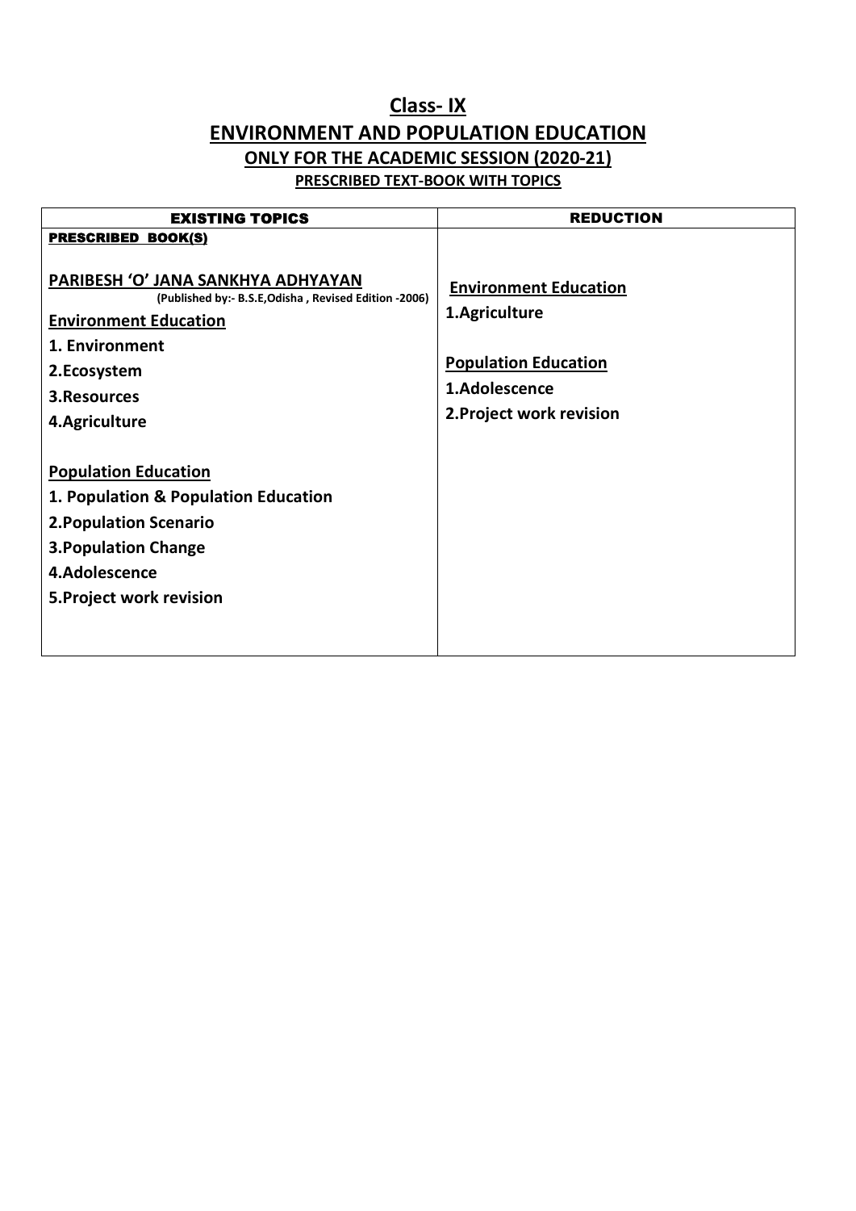# Class- IX

## ENVIRONMENT AND POPULATION EDUCATION

### ONLY FOR THE ACADEMIC SESSION (2020-21)

#### PRESCRIBED TEXT-BOOK WITH TOPICS

| EXISTING TOPICS | REDUCTION |
|---|---|
| **PRESCRIBED BOOK(S)**<br><br>**PARIBESH 'O' JANA SANKHYA ADHYAYAN**<br>**(Published by:- B.S.E,Odisha , Revised Edition -2006)**<br>**Environment Education**<br>**1. Environment**<br>**2.Ecosystem**<br>**3.Resources**<br>**4.Agriculture**<br><br>**Population Education**<br>**1. Population & Population Education**<br>**2.Population Scenario**<br>**3.Population Change**<br>**4.Adolescence**<br>**5.Project work revision** | **Environment Education**<br>**1.Agriculture**<br><br>**Population Education**<br>**1.Adolescence**<br>**2.Project work revision** |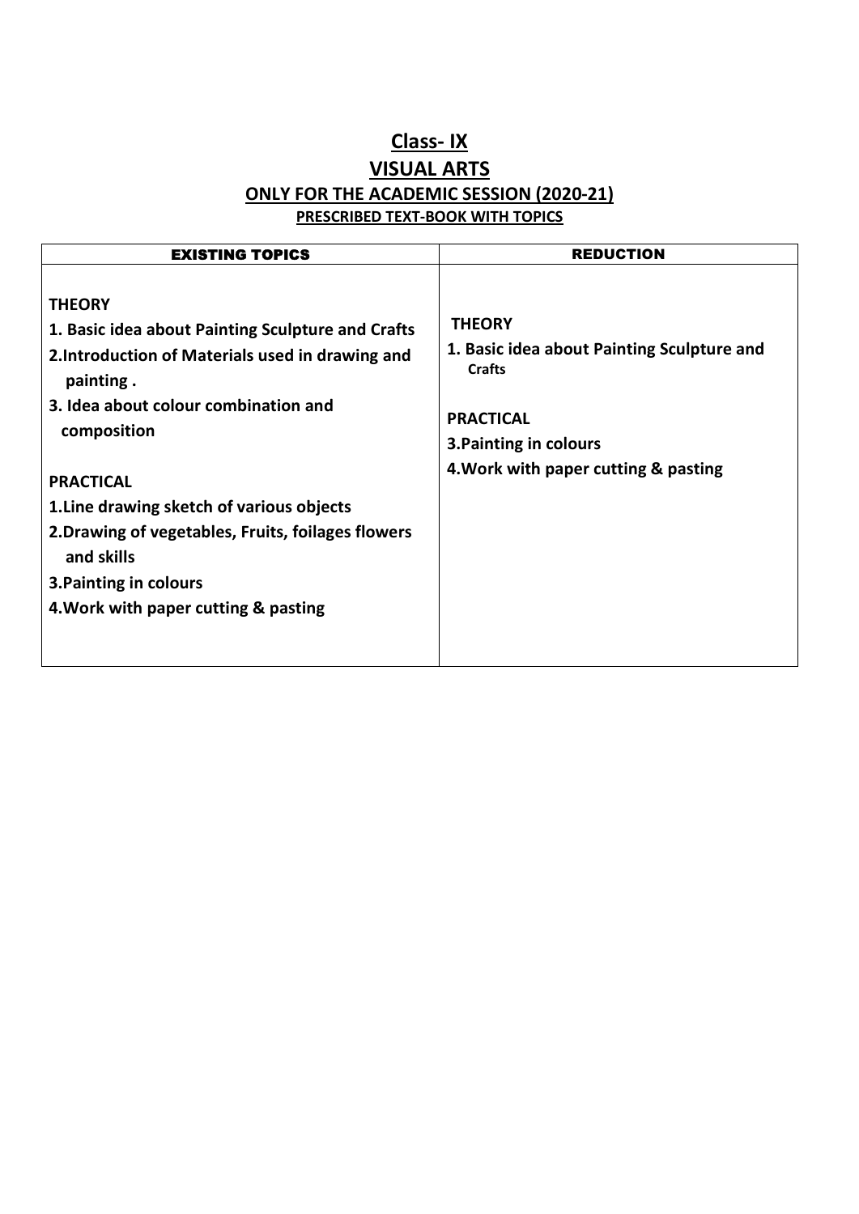# Class- IX

## VISUAL ARTS

### ONLY FOR THE ACADEMIC SESSION (2020-21)

#### PRESCRIBED TEXT-BOOK WITH TOPICS

| EXISTING TOPICS | REDUCTION |
|---|---|
| **THEORY**<br>**1. Basic idea about Painting Sculpture and Crafts**<br>**2.Introduction of Materials used in drawing and painting .**<br>**3. Idea about colour combination and composition**<br><br>**PRACTICAL**<br>**1.Line drawing sketch of various objects**<br>**2.Drawing of vegetables, Fruits, foilages flowers and skills**<br>**3.Painting in colours**<br>**4.Work with paper cutting & pasting** | **THEORY**<br>**1. Basic idea about Painting Sculpture and Crafts**<br><br>**PRACTICAL**<br>**3.Painting in colours**<br>**4.Work with paper cutting & pasting** |